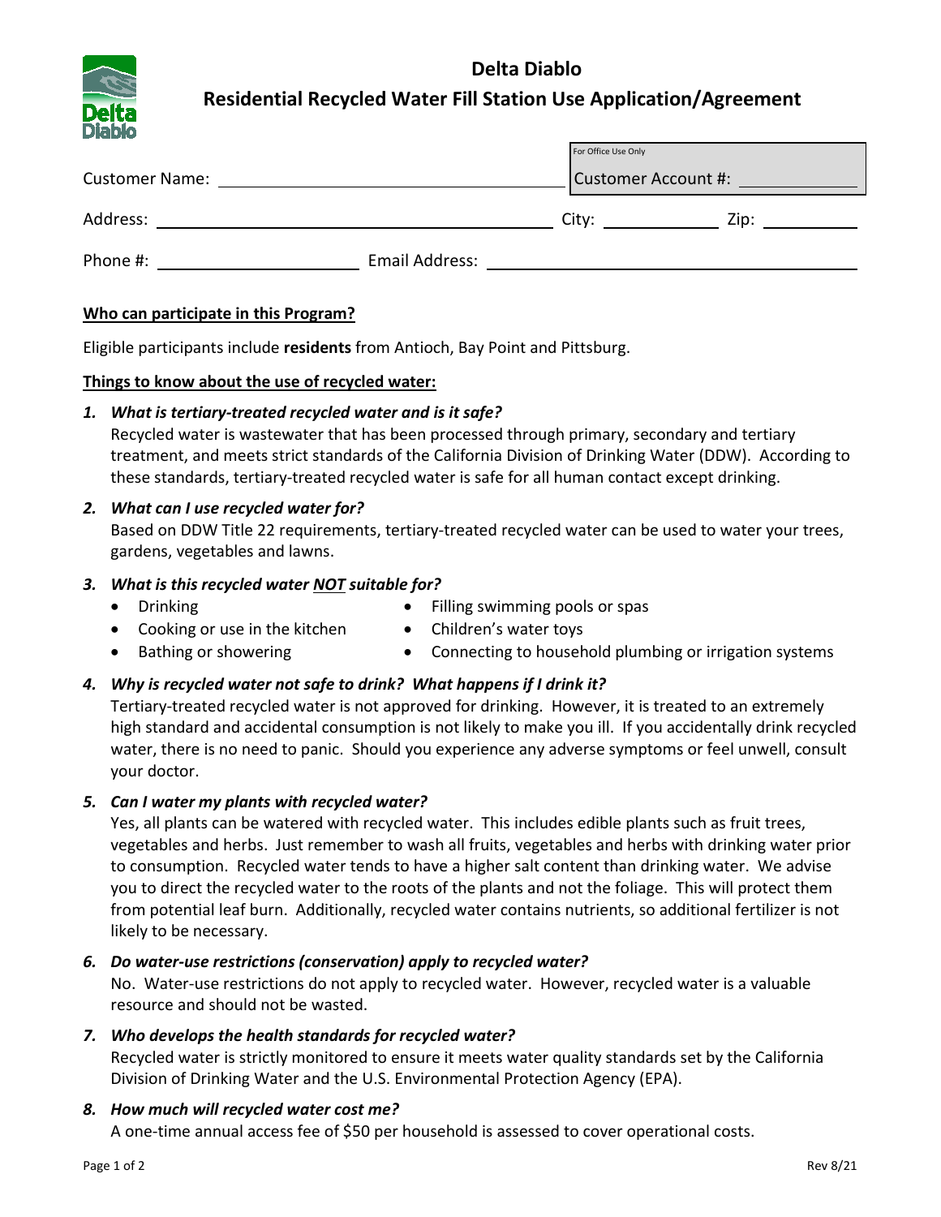# Delta Diablo

## Residential Recycled Water Fill Station Use Application/Agreement

For Office Use Only

Customer Account #: \_\_\_\_\_\_\_\_\_\_

Customer Name: \_\_\_\_\_\_\_\_\_\_\_\_\_\_\_\_\_\_\_\_

Address: \_\_\_\_\_\_\_\_\_\_\_\_\_\_\_\_\_\_\_\_ City: \_\_\_\_\_\_\_\_\_\_ Zip: \_\_\_\_\_\_\_\_\_\_

Phone #: \_\_\_\_\_\_\_\_\_\_\_\_\_\_\_\_\_\_\_\_ Email Address: \_\_\_\_\_\_\_\_\_\_\_\_\_\_\_\_\_\_\_\_

**Who can participate in this Program?**

Eligible participants include **residents** from Antioch, Bay Point and Pittsburg.

**Things to know about the use of recycled water:**

1. ***What is tertiary-treated recycled water and is it safe?***
   Recycled water is wastewater that has been processed through primary, secondary and tertiary treatment, and meets strict standards of the California Division of Drinking Water (DDW). According to these standards, tertiary-treated recycled water is safe for all human contact except drinking.

2. ***What can I use recycled water for?***
   Based on DDW Title 22 requirements, tertiary-treated recycled water can be used to water your trees, gardens, vegetables and lawns.

3. ***What is this recycled water NOT suitable for?***
   - Drinking
   - Cooking or use in the kitchen
   - Bathing or showering
   - Filling swimming pools or spas
   - Children's water toys
   - Connecting to household plumbing or irrigation systems

4. ***Why is recycled water not safe to drink? What happens if I drink it?***
   Tertiary-treated recycled water is not approved for drinking. However, it is treated to an extremely high standard and accidental consumption is not likely to make you ill. If you accidentally drink recycled water, there is no need to panic. Should you experience any adverse symptoms or feel unwell, consult your doctor.

5. ***Can I water my plants with recycled water?***
   Yes, all plants can be watered with recycled water. This includes edible plants such as fruit trees, vegetables and herbs. Just remember to wash all fruits, vegetables and herbs with drinking water prior to consumption. Recycled water tends to have a higher salt content than drinking water. We advise you to direct the recycled water to the roots of the plants and not the foliage. This will protect them from potential leaf burn. Additionally, recycled water contains nutrients, so additional fertilizer is not likely to be necessary.

6. ***Do water-use restrictions (conservation) apply to recycled water?***
   No. Water-use restrictions do not apply to recycled water. However, recycled water is a valuable resource and should not be wasted.

7. ***Who develops the health standards for recycled water?***
   Recycled water is strictly monitored to ensure it meets water quality standards set by the California Division of Drinking Water and the U.S. Environmental Protection Agency (EPA).

8. ***How much will recycled water cost me?***
   A one-time annual access fee of $50 per household is assessed to cover operational costs.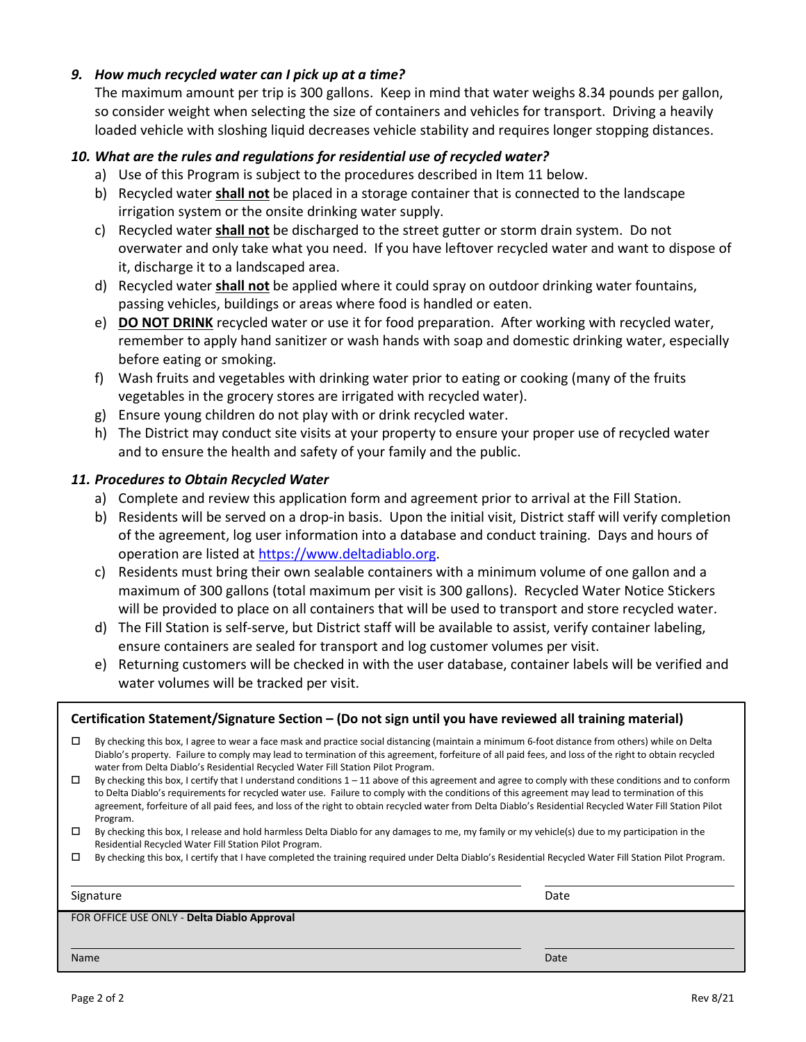### *9. How much recycled water can I pick up at a time?*

The maximum amount per trip is 300 gallons. Keep in mind that water weighs 8.34 pounds per gallon, so consider weight when selecting the size of containers and vehicles for transport. Driving a heavily loaded vehicle with sloshing liquid decreases vehicle stability and requires longer stopping distances.

### *10. What are the rules and regulations for residential use of recycled water?*

a) Use of this Program is subject to the procedures described in Item 11 below.

b) Recycled water **shall not** be placed in a storage container that is connected to the landscape irrigation system or the onsite drinking water supply.

c) Recycled water **shall not** be discharged to the street gutter or storm drain system. Do not overwater and only take what you need. If you have leftover recycled water and want to dispose of it, discharge it to a landscaped area.

d) Recycled water **shall not** be applied where it could spray on outdoor drinking water fountains, passing vehicles, buildings or areas where food is handled or eaten.

e) **DO NOT DRINK** recycled water or use it for food preparation. After working with recycled water, remember to apply hand sanitizer or wash hands with soap and domestic drinking water, especially before eating or smoking.

f) Wash fruits and vegetables with drinking water prior to eating or cooking (many of the fruits vegetables in the grocery stores are irrigated with recycled water).

g) Ensure young children do not play with or drink recycled water.

h) The District may conduct site visits at your property to ensure your proper use of recycled water and to ensure the health and safety of your family and the public.

### *11. Procedures to Obtain Recycled Water*

a) Complete and review this application form and agreement prior to arrival at the Fill Station.

b) Residents will be served on a drop-in basis. Upon the initial visit, District staff will verify completion of the agreement, log user information into a database and conduct training. Days and hours of operation are listed at https://www.deltadiablo.org.

c) Residents must bring their own sealable containers with a minimum volume of one gallon and a maximum of 300 gallons (total maximum per visit is 300 gallons). Recycled Water Notice Stickers will be provided to place on all containers that will be used to transport and store recycled water.

d) The Fill Station is self-serve, but District staff will be available to assist, verify container labeling, ensure containers are sealed for transport and log customer volumes per visit.

e) Returning customers will be checked in with the user database, container labels will be verified and water volumes will be tracked per visit.

**Certification Statement/Signature Section – (Do not sign until you have reviewed all training material)**

☐ By checking this box, I agree to wear a face mask and practice social distancing (maintain a minimum 6-foot distance from others) while on Delta Diablo's property. Failure to comply may lead to termination of this agreement, forfeiture of all paid fees, and loss of the right to obtain recycled water from Delta Diablo's Residential Recycled Water Fill Station Pilot Program.

☐ By checking this box, I certify that I understand conditions 1 – 11 above of this agreement and agree to comply with these conditions and to conform to Delta Diablo's requirements for recycled water use. Failure to comply with the conditions of this agreement may lead to termination of this agreement, forfeiture of all paid fees, and loss of the right to obtain recycled water from Delta Diablo's Residential Recycled Water Fill Station Pilot Program.

☐ By checking this box, I release and hold harmless Delta Diablo for any damages to me, my family or my vehicle(s) due to my participation in the Residential Recycled Water Fill Station Pilot Program.

☐ By checking this box, I certify that I have completed the training required under Delta Diablo's Residential Recycled Water Fill Station Pilot Program.

Signature ______________________ Date ______________

FOR OFFICE USE ONLY - **Delta Diablo Approval**

Name ______________________ Date ______________

Rev 8/21